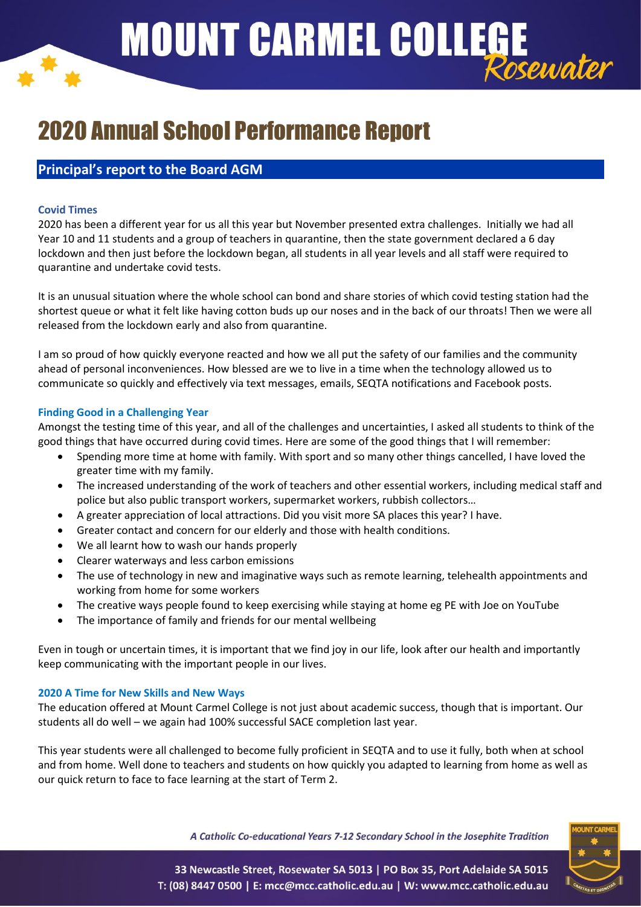# MOUNT CARMEL COLLEGE Rosewater

# 2020 Annual School Performance Report

## Principal's report to the Board AGM

### Covid Times

2020 has been a different year for us all this year but November presented extra challenges. Initially we had all Year 10 and 11 students and a group of teachers in quarantine, then the state government declared a 6 day lockdown and then just before the lockdown began, all students in all year levels and all staff were required to quarantine and undertake covid tests.

It is an unusual situation where the whole school can bond and share stories of which covid testing station had the shortest queue or what it felt like having cotton buds up our noses and in the back of our throats! Then we were all released from the lockdown early and also from quarantine.

I am so proud of how quickly everyone reacted and how we all put the safety of our families and the community ahead of personal inconveniences. How blessed are we to live in a time when the technology allowed us to communicate so quickly and effectively via text messages, emails, SEQTA notifications and Facebook posts.

### Finding Good in a Challenging Year

Amongst the testing time of this year, and all of the challenges and uncertainties, I asked all students to think of the good things that have occurred during covid times. Here are some of the good things that I will remember:

- Spending more time at home with family. With sport and so many other things cancelled, I have loved the greater time with my family.
- The increased understanding of the work of teachers and other essential workers, including medical staff and police but also public transport workers, supermarket workers, rubbish collectors…
- A greater appreciation of local attractions. Did you visit more SA places this year? I have.
- Greater contact and concern for our elderly and those with health conditions.
- We all learnt how to wash our hands properly
- Clearer waterways and less carbon emissions
- The use of technology in new and imaginative ways such as remote learning, telehealth appointments and working from home for some workers
- The creative ways people found to keep exercising while staying at home eg PE with Joe on YouTube
- The importance of family and friends for our mental wellbeing

Even in tough or uncertain times, it is important that we find joy in our life, look after our health and importantly keep communicating with the important people in our lives.

### 2020 A Time for New Skills and New Ways

The education offered at Mount Carmel College is not just about academic success, though that is important. Our students all do well – we again had 100% successful SACE completion last year.

This year students were all challenged to become fully proficient in SEQTA and to use it fully, both when at school and from home. Well done to teachers and students on how quickly you adapted to learning from home as well as our quick return to face to face learning at the start of Term 2.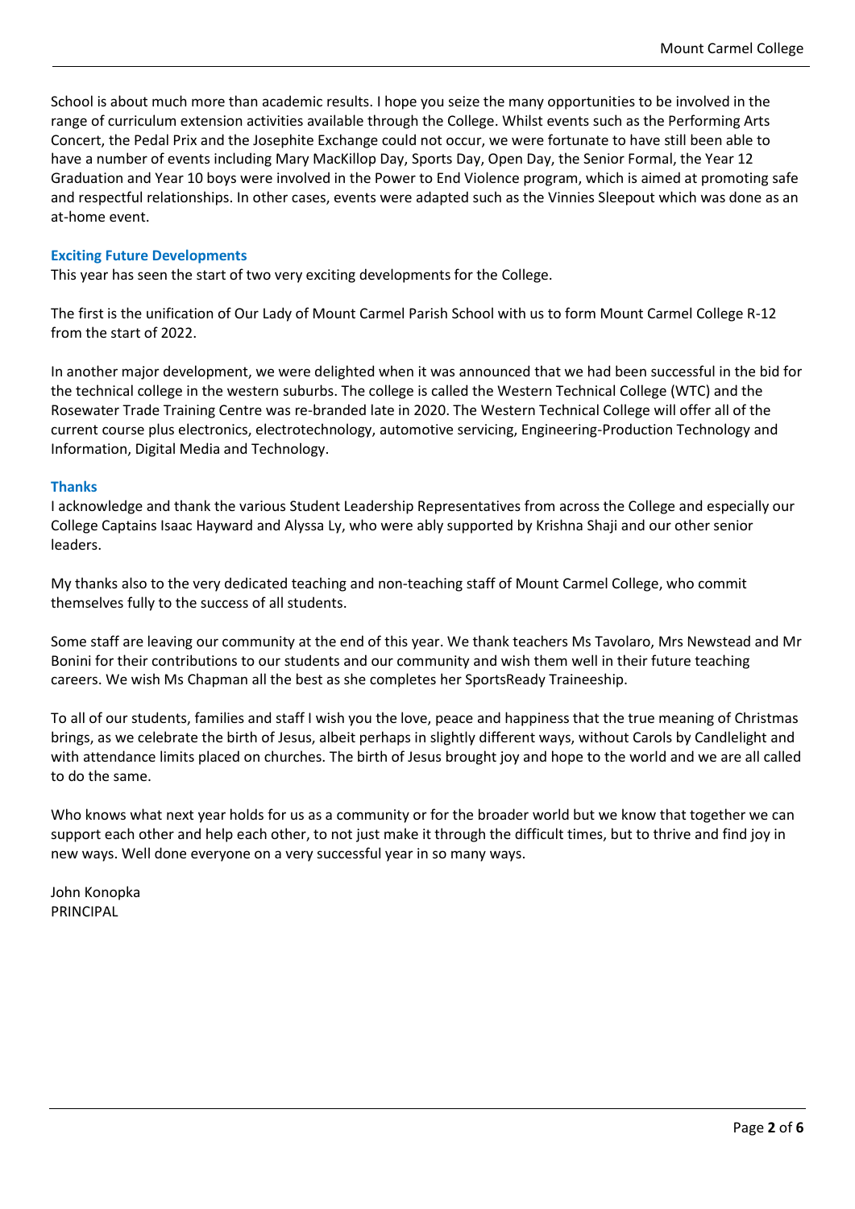School is about much more than academic results. I hope you seize the many opportunities to be involved in the range of curriculum extension activities available through the College. Whilst events such as the Performing Arts Concert, the Pedal Prix and the Josephite Exchange could not occur, we were fortunate to have still been able to have a number of events including Mary MacKillop Day, Sports Day, Open Day, the Senior Formal, the Year 12 Graduation and Year 10 boys were involved in the Power to End Violence program, which is aimed at promoting safe and respectful relationships. In other cases, events were adapted such as the Vinnies Sleepout which was done as an at-home event.

### Exciting Future Developments

This year has seen the start of two very exciting developments for the College.

The first is the unification of Our Lady of Mount Carmel Parish School with us to form Mount Carmel College R-12 from the start of 2022.

In another major development, we were delighted when it was announced that we had been successful in the bid for the technical college in the western suburbs. The college is called the Western Technical College (WTC) and the Rosewater Trade Training Centre was re-branded late in 2020. The Western Technical College will offer all of the current course plus electronics, electrotechnology, automotive servicing, Engineering-Production Technology and Information, Digital Media and Technology.

### Thanks

I acknowledge and thank the various Student Leadership Representatives from across the College and especially our College Captains Isaac Hayward and Alyssa Ly, who were ably supported by Krishna Shaji and our other senior leaders.

My thanks also to the very dedicated teaching and non-teaching staff of Mount Carmel College, who commit themselves fully to the success of all students.

Some staff are leaving our community at the end of this year. We thank teachers Ms Tavolaro, Mrs Newstead and Mr Bonini for their contributions to our students and our community and wish them well in their future teaching careers. We wish Ms Chapman all the best as she completes her SportsReady Traineeship.

To all of our students, families and staff I wish you the love, peace and happiness that the true meaning of Christmas brings, as we celebrate the birth of Jesus, albeit perhaps in slightly different ways, without Carols by Candlelight and with attendance limits placed on churches. The birth of Jesus brought joy and hope to the world and we are all called to do the same.

Who knows what next year holds for us as a community or for the broader world but we know that together we can support each other and help each other, to not just make it through the difficult times, but to thrive and find joy in new ways. Well done everyone on a very successful year in so many ways.

John Konopka
PRINCIPAL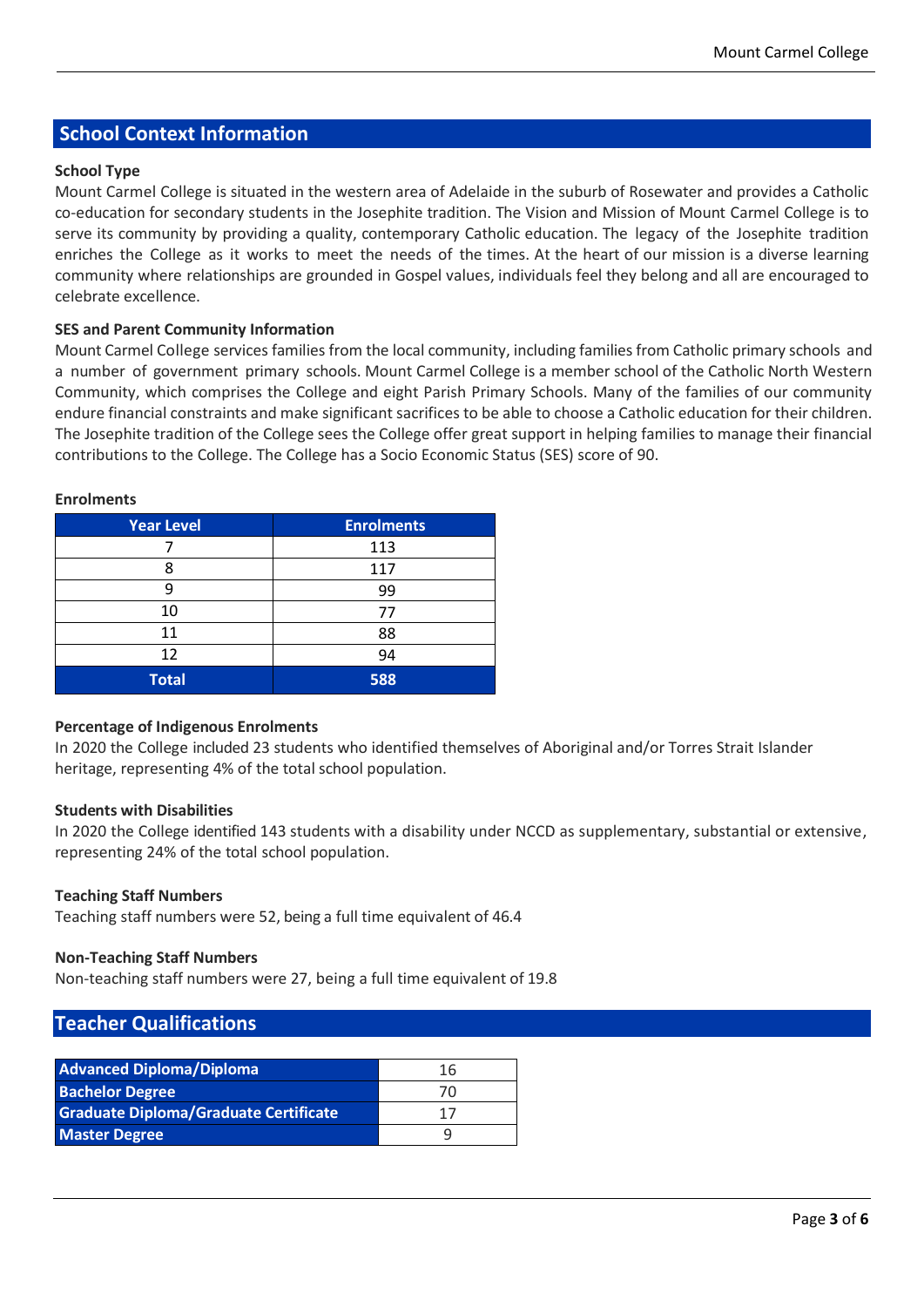## School Context Information

### School Type

Mount Carmel College is situated in the western area of Adelaide in the suburb of Rosewater and provides a Catholic co-education for secondary students in the Josephite tradition. The Vision and Mission of Mount Carmel College is to serve its community by providing a quality, contemporary Catholic education. The legacy of the Josephite tradition enriches the College as it works to meet the needs of the times. At the heart of our mission is a diverse learning community where relationships are grounded in Gospel values, individuals feel they belong and all are encouraged to celebrate excellence.

### SES and Parent Community Information

Mount Carmel College services families from the local community, including families from Catholic primary schools and a number of government primary schools. Mount Carmel College is a member school of the Catholic North Western Community, which comprises the College and eight Parish Primary Schools. Many of the families of our community endure financial constraints and make significant sacrifices to be able to choose a Catholic education for their children. The Josephite tradition of the College sees the College offer great support in helping families to manage their financial contributions to the College. The College has a Socio Economic Status (SES) score of 90.

### Enrolments

| Year Level | Enrolments |
|---|---|
| 7 | 113 |
| 8 | 117 |
| 9 | 99 |
| 10 | 77 |
| 11 | 88 |
| 12 | 94 |
| **Total** | **588** |

### Percentage of Indigenous Enrolments

In 2020 the College included 23 students who identified themselves of Aboriginal and/or Torres Strait Islander heritage, representing 4% of the total school population.

### Students with Disabilities

In 2020 the College identified 143 students with a disability under NCCD as supplementary, substantial or extensive, representing 24% of the total school population.

### Teaching Staff Numbers

Teaching staff numbers were 52, being a full time equivalent of 46.4

### Non-Teaching Staff Numbers

Non-teaching staff numbers were 27, being a full time equivalent of 19.8

## Teacher Qualifications

| Qualification | Number |
|---|---|
| **Advanced Diploma/Diploma** | 16 |
| **Bachelor Degree** | 70 |
| **Graduate Diploma/Graduate Certificate** | 17 |
| **Master Degree** | 9 |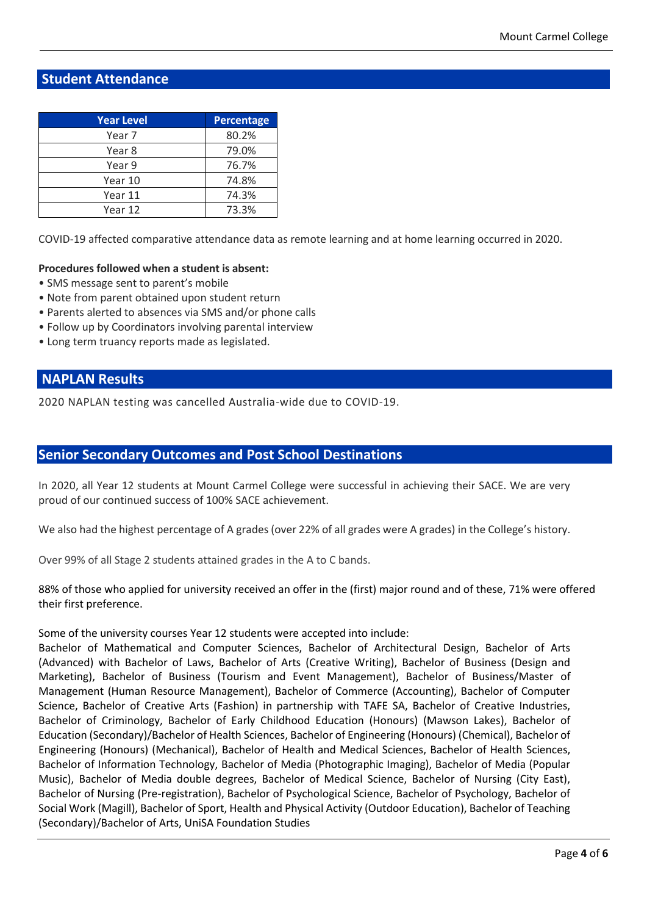## Student Attendance

| Year Level | Percentage |
|---|---|
| Year 7 | 80.2% |
| Year 8 | 79.0% |
| Year 9 | 76.7% |
| Year 10 | 74.8% |
| Year 11 | 74.3% |
| Year 12 | 73.3% |

COVID-19 affected comparative attendance data as remote learning and at home learning occurred in 2020.

**Procedures followed when a student is absent:**

- SMS message sent to parent's mobile
- Note from parent obtained upon student return
- Parents alerted to absences via SMS and/or phone calls
- Follow up by Coordinators involving parental interview
- Long term truancy reports made as legislated.

## NAPLAN Results

2020 NAPLAN testing was cancelled Australia-wide due to COVID-19.

## Senior Secondary Outcomes and Post School Destinations

In 2020, all Year 12 students at Mount Carmel College were successful in achieving their SACE. We are very proud of our continued success of 100% SACE achievement.

We also had the highest percentage of A grades (over 22% of all grades were A grades) in the College's history.

Over 99% of all Stage 2 students attained grades in the A to C bands.

88% of those who applied for university received an offer in the (first) major round and of these, 71% were offered their first preference.

Some of the university courses Year 12 students were accepted into include:
Bachelor of Mathematical and Computer Sciences, Bachelor of Architectural Design, Bachelor of Arts (Advanced) with Bachelor of Laws, Bachelor of Arts (Creative Writing), Bachelor of Business (Design and Marketing), Bachelor of Business (Tourism and Event Management), Bachelor of Business/Master of Management (Human Resource Management), Bachelor of Commerce (Accounting), Bachelor of Computer Science, Bachelor of Creative Arts (Fashion) in partnership with TAFE SA, Bachelor of Creative Industries, Bachelor of Criminology, Bachelor of Early Childhood Education (Honours) (Mawson Lakes), Bachelor of Education (Secondary)/Bachelor of Health Sciences, Bachelor of Engineering (Honours) (Chemical), Bachelor of Engineering (Honours) (Mechanical), Bachelor of Health and Medical Sciences, Bachelor of Health Sciences, Bachelor of Information Technology, Bachelor of Media (Photographic Imaging), Bachelor of Media (Popular Music), Bachelor of Media double degrees, Bachelor of Medical Science, Bachelor of Nursing (City East), Bachelor of Nursing (Pre-registration), Bachelor of Psychological Science, Bachelor of Psychology, Bachelor of Social Work (Magill), Bachelor of Sport, Health and Physical Activity (Outdoor Education), Bachelor of Teaching (Secondary)/Bachelor of Arts, UniSA Foundation Studies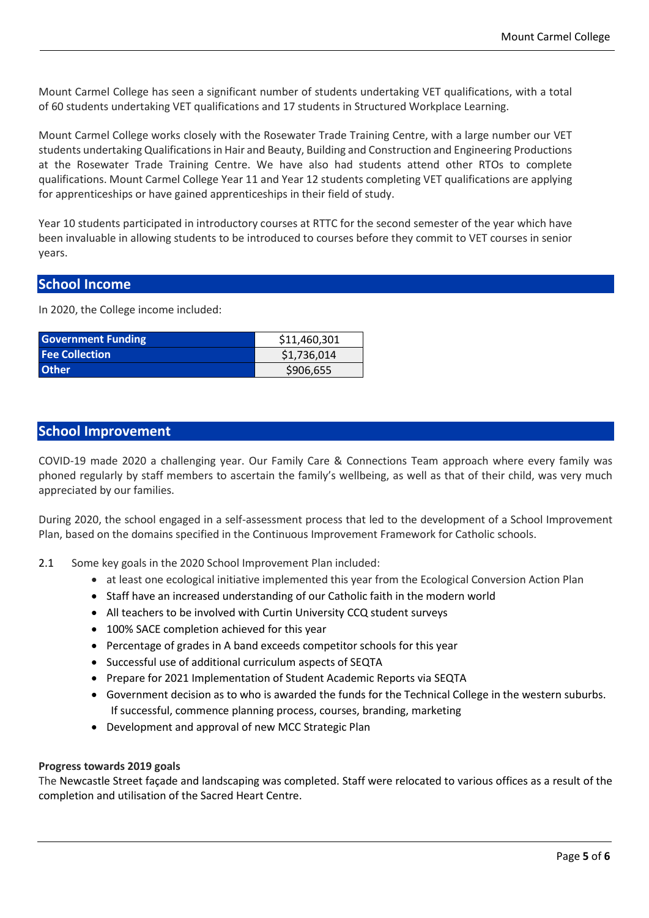Mount Carmel College has seen a significant number of students undertaking VET qualifications, with a total of 60 students undertaking VET qualifications and 17 students in Structured Workplace Learning.

Mount Carmel College works closely with the Rosewater Trade Training Centre, with a large number our VET students undertaking Qualifications in Hair and Beauty, Building and Construction and Engineering Productions at the Rosewater Trade Training Centre. We have also had students attend other RTOs to complete qualifications. Mount Carmel College Year 11 and Year 12 students completing VET qualifications are applying for apprenticeships or have gained apprenticeships in their field of study.

Year 10 students participated in introductory courses at RTTC for the second semester of the year which have been invaluable in allowing students to be introduced to courses before they commit to VET courses in senior years.

## School Income

In 2020, the College income included:

| | |
|---|---|
| **Government Funding** | $11,460,301 |
| **Fee Collection** | $1,736,014 |
| **Other** | $906,655 |

## School Improvement

COVID-19 made 2020 a challenging year. Our Family Care & Connections Team approach where every family was phoned regularly by staff members to ascertain the family's wellbeing, as well as that of their child, was very much appreciated by our families.

During 2020, the school engaged in a self-assessment process that led to the development of a School Improvement Plan, based on the domains specified in the Continuous Improvement Framework for Catholic schools.

2.1 Some key goals in the 2020 School Improvement Plan included:

- at least one ecological initiative implemented this year from the Ecological Conversion Action Plan
- Staff have an increased understanding of our Catholic faith in the modern world
- All teachers to be involved with Curtin University CCQ student surveys
- 100% SACE completion achieved for this year
- Percentage of grades in A band exceeds competitor schools for this year
- Successful use of additional curriculum aspects of SEQTA
- Prepare for 2021 Implementation of Student Academic Reports via SEQTA
- Government decision as to who is awarded the funds for the Technical College in the western suburbs. If successful, commence planning process, courses, branding, marketing
- Development and approval of new MCC Strategic Plan

**Progress towards 2019 goals**

The Newcastle Street façade and landscaping was completed. Staff were relocated to various offices as a result of the completion and utilisation of the Sacred Heart Centre.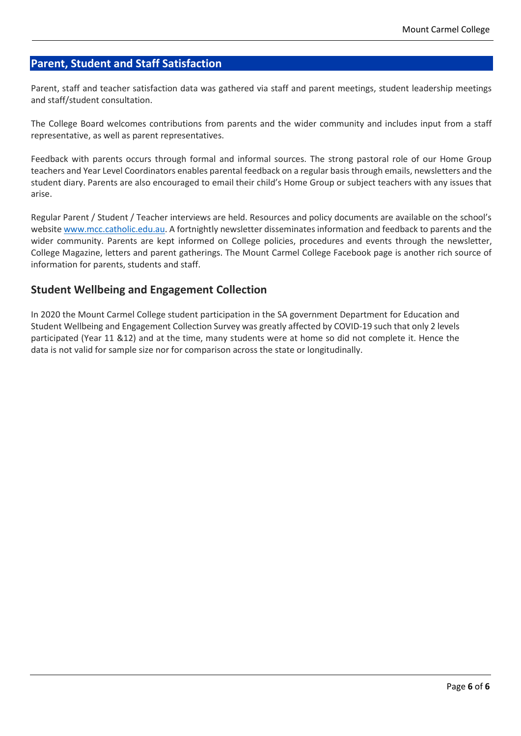## Parent, Student and Staff Satisfaction

Parent, staff and teacher satisfaction data was gathered via staff and parent meetings, student leadership meetings and staff/student consultation.

The College Board welcomes contributions from parents and the wider community and includes input from a staff representative, as well as parent representatives.

Feedback with parents occurs through formal and informal sources. The strong pastoral role of our Home Group teachers and Year Level Coordinators enables parental feedback on a regular basis through emails, newsletters and the student diary. Parents are also encouraged to email their child's Home Group or subject teachers with any issues that arise.

Regular Parent / Student / Teacher interviews are held. Resources and policy documents are available on the school's website www.mcc.catholic.edu.au. A fortnightly newsletter disseminates information and feedback to parents and the wider community. Parents are kept informed on College policies, procedures and events through the newsletter, College Magazine, letters and parent gatherings. The Mount Carmel College Facebook page is another rich source of information for parents, students and staff.

## Student Wellbeing and Engagement Collection

In 2020 the Mount Carmel College student participation in the SA government Department for Education and Student Wellbeing and Engagement Collection Survey was greatly affected by COVID-19 such that only 2 levels participated (Year 11 &12) and at the time, many students were at home so did not complete it. Hence the data is not valid for sample size nor for comparison across the state or longitudinally.